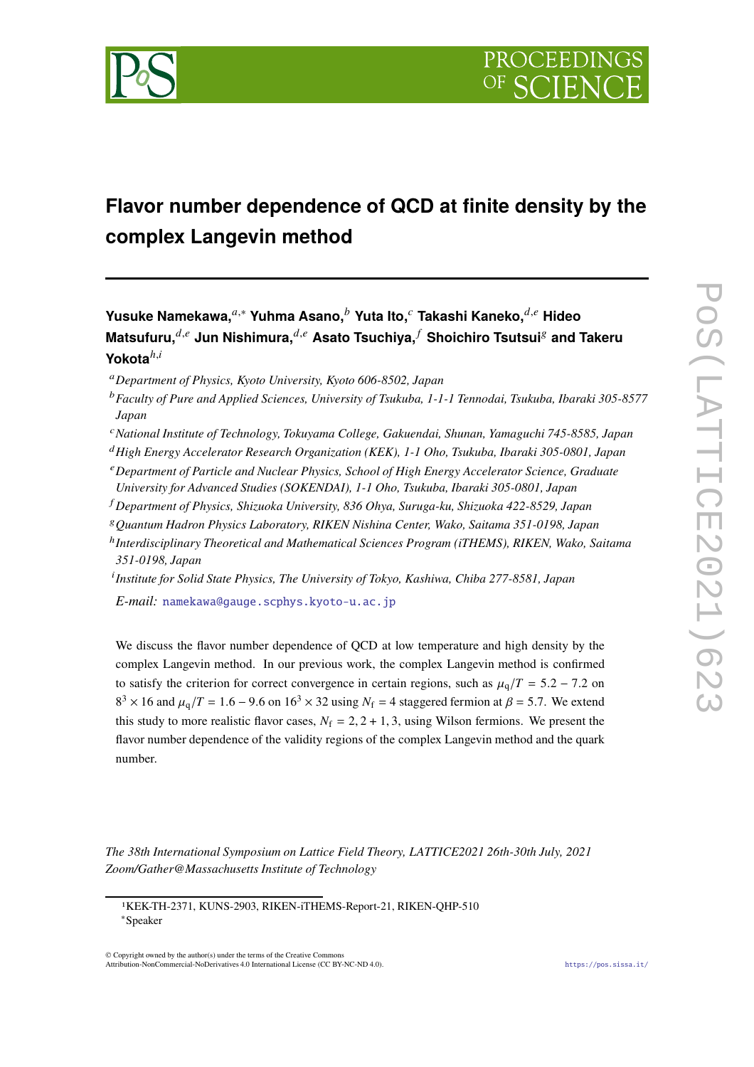# Flavor number dependence of QCD at finite density by the complex Langevin method

**Yusuke Namekawa,**[a,*] **Yuhma Asano,**[b] **Yuta Ito,**[c] **Takashi Kaneko,**[d,e] **Hideo Matsufuru,**[d,e] **Jun Nishimura,**[d,e] **Asato Tsuchiya,**[f] **Shoichiro Tsutsui**[g] **and Takeru Yokota**[h,i]

[a] *Department of Physics, Kyoto University, Kyoto 606-8502, Japan*

[b] *Faculty of Pure and Applied Sciences, University of Tsukuba, 1-1-1 Tennodai, Tsukuba, Ibaraki 305-8577 Japan*

[c] *National Institute of Technology, Tokuyama College, Gakuendai, Shunan, Yamaguchi 745-8585, Japan*

[d] *High Energy Accelerator Research Organization (KEK), 1-1 Oho, Tsukuba, Ibaraki 305-0801, Japan*

[e] *Department of Particle and Nuclear Physics, School of High Energy Accelerator Science, Graduate University for Advanced Studies (SOKENDAI), 1-1 Oho, Tsukuba, Ibaraki 305-0801, Japan*

[f] *Department of Physics, Shizuoka University, 836 Ohya, Suruga-ku, Shizuoka 422-8529, Japan*

[g] *Quantum Hadron Physics Laboratory, RIKEN Nishina Center, Wako, Saitama 351-0198, Japan*

[h] *Interdisciplinary Theoretical and Mathematical Sciences Program (iTHEMS), RIKEN, Wako, Saitama 351-0198, Japan*

[i] *Institute for Solid State Physics, The University of Tokyo, Kashiwa, Chiba 277-8581, Japan*

*E-mail:* namekawa@gauge.scphys.kyoto-u.ac.jp

We discuss the flavor number dependence of QCD at low temperature and high density by the complex Langevin method. In our previous work, the complex Langevin method is confirmed to satisfy the criterion for correct convergence in certain regions, such as $\mu_{\mathrm{q}}/T = 5.2 - 7.2$ on $8^3 \times 16$ and $\mu_{\mathrm{q}}/T = 1.6 - 9.6$ on $16^3 \times 32$ using $N_{\mathrm{f}} = 4$ staggered fermion at $\beta = 5.7$. We extend this study to more realistic flavor cases, $N_{\mathrm{f}} = 2, 2+1, 3$, using Wilson fermions. We present the flavor number dependence of the validity regions of the complex Langevin method and the quark number.

*The 38th International Symposium on Lattice Field Theory, LATTICE2021 26th-30th July, 2021 Zoom/Gather@Massachusetts Institute of Technology*

[1] KEK-TH-2371, KUNS-2903, RIKEN-iTHEMS-Report-21, RIKEN-QHP-510

[*] Speaker

© Copyright owned by the author(s) under the terms of the Creative Commons Attribution-NonCommercial-NoDerivatives 4.0 International License (CC BY-NC-ND 4.0).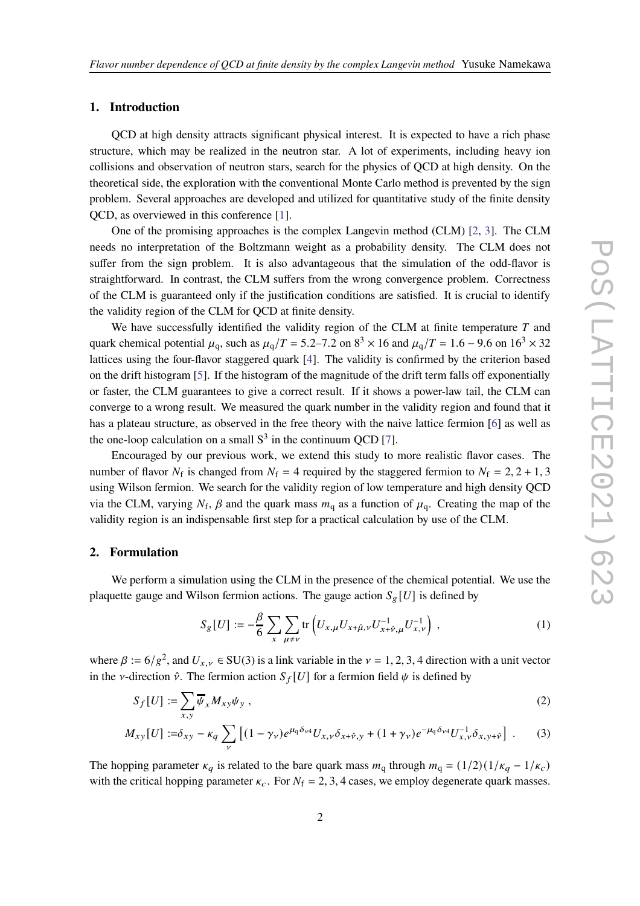## 1. Introduction

QCD at high density attracts significant physical interest. It is expected to have a rich phase structure, which may be realized in the neutron star. A lot of experiments, including heavy ion collisions and observation of neutron stars, search for the physics of QCD at high density. On the theoretical side, the exploration with the conventional Monte Carlo method is prevented by the sign problem. Several approaches are developed and utilized for quantitative study of the finite density QCD, as overviewed in this conference [1].

One of the promising approaches is the complex Langevin method (CLM) [2, 3]. The CLM needs no interpretation of the Boltzmann weight as a probability density. The CLM does not suffer from the sign problem. It is also advantageous that the simulation of the odd-flavor is straightforward. In contrast, the CLM suffers from the wrong convergence problem. Correctness of the CLM is guaranteed only if the justification conditions are satisfied. It is crucial to identify the validity region of the CLM for QCD at finite density.

We have successfully identified the validity region of the CLM at finite temperature $T$ and quark chemical potential $\mu_{\rm q}$, such as $\mu_{\rm q}/T = 5.2$–$7.2$ on $8^3 \times 16$ and $\mu_{\rm q}/T = 1.6 - 9.6$ on $16^3 \times 32$ lattices using the four-flavor staggered quark [4]. The validity is confirmed by the criterion based on the drift histogram [5]. If the histogram of the magnitude of the drift term falls off exponentially or faster, the CLM guarantees to give a correct result. If it shows a power-law tail, the CLM can converge to a wrong result. We measured the quark number in the validity region and found that it has a plateau structure, as observed in the free theory with the naive lattice fermion [6] as well as the one-loop calculation on a small $\mathrm{S}^3$ in the continuum QCD [7].

Encouraged by our previous work, we extend this study to more realistic flavor cases. The number of flavor $N_{\rm f}$ is changed from $N_{\rm f} = 4$ required by the staggered fermion to $N_{\rm f} = 2, 2+1, 3$ using Wilson fermion. We search for the validity region of low temperature and high density QCD via the CLM, varying $N_{\rm f}$, $\beta$ and the quark mass $m_{\rm q}$ as a function of $\mu_{\rm q}$. Creating the map of the validity region is an indispensable first step for a practical calculation by use of the CLM.

## 2. Formulation

We perform a simulation using the CLM in the presence of the chemical potential. We use the plaquette gauge and Wilson fermion actions. The gauge action $S_g[U]$ is defined by

$$S_g[U] := -\frac{\beta}{6} \sum_x \sum_{\mu \neq \nu} \mathrm{tr}\left( U_{x,\mu} U_{x+\hat{\mu},\nu} U^{-1}_{x+\hat{\nu},\mu} U^{-1}_{x,\nu} \right) , \tag{1}$$

where $\beta := 6/g^2$, and $U_{x,\nu} \in \mathrm{SU}(3)$ is a link variable in the $\nu = 1, 2, 3, 4$ direction with a unit vector in the $\nu$-direction $\hat{\nu}$. The fermion action $S_f[U]$ for a fermion field $\psi$ is defined by

$$S_f[U] := \sum_{x,y} \overline{\psi}_x M_{xy} \psi_y , \tag{2}$$

$$M_{xy}[U] := \delta_{xy} - \kappa_q \sum_\nu \left[ (1-\gamma_\nu) e^{\mu_{\rm q} \delta_{\nu 4}} U_{x,\nu} \delta_{x+\hat{\nu},y} + (1+\gamma_\nu) e^{-\mu_{\rm q} \delta_{\nu 4}} U^{-1}_{x,\nu} \delta_{x,y+\hat{\nu}} \right] . \tag{3}$$

The hopping parameter $\kappa_q$ is related to the bare quark mass $m_{\rm q}$ through $m_{\rm q} = (1/2)(1/\kappa_q - 1/\kappa_c)$ with the critical hopping parameter $\kappa_c$. For $N_{\rm f} = 2, 3, 4$ cases, we employ degenerate quark masses.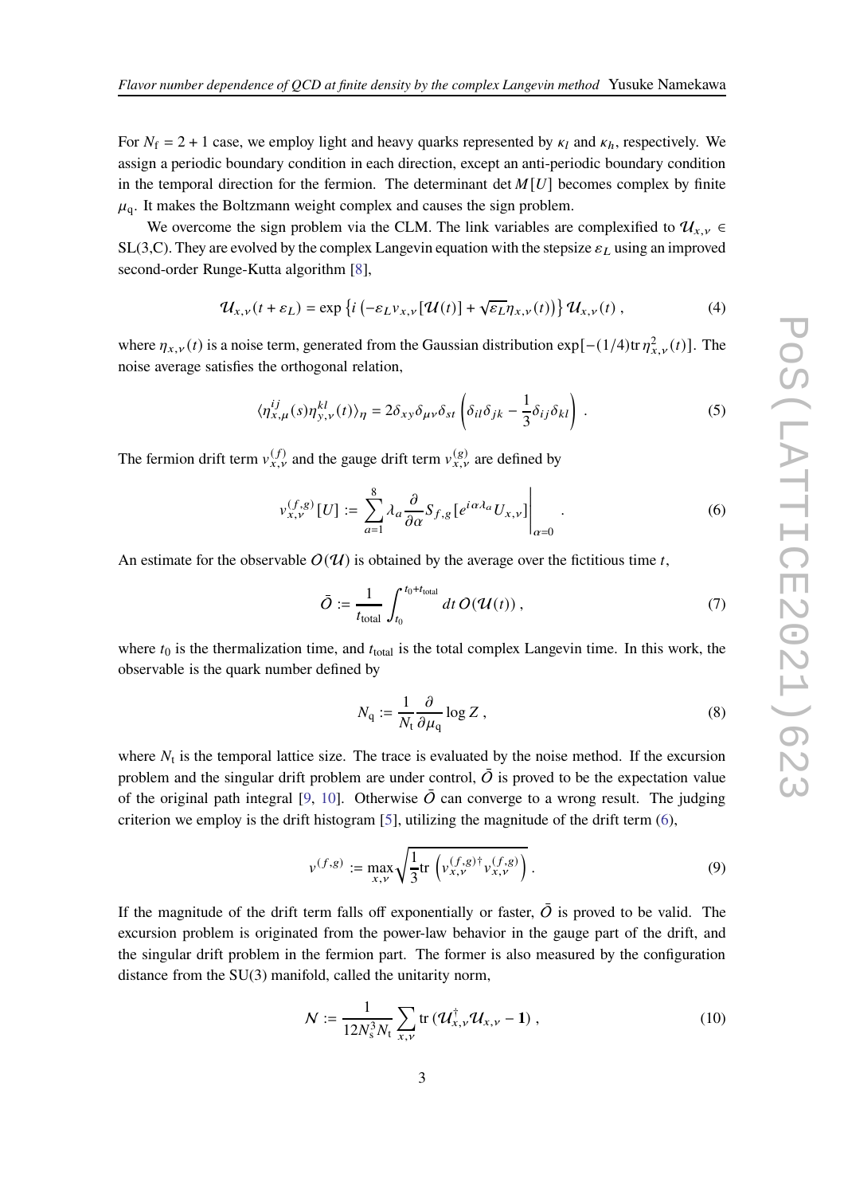For $N_\mathrm{f} = 2+1$ case, we employ light and heavy quarks represented by $\kappa_l$ and $\kappa_h$, respectively. We assign a periodic boundary condition in each direction, except an anti-periodic boundary condition in the temporal direction for the fermion. The determinant $\det M[U]$ becomes complex by finite $\mu_\mathrm{q}$. It makes the Boltzmann weight complex and causes the sign problem.

We overcome the sign problem via the CLM. The link variables are complexified to $\mathcal{U}_{x,\nu} \in$ SL(3,C). They are evolved by the complex Langevin equation with the stepsize $\varepsilon_L$ using an improved second-order Runge-Kutta algorithm [8],

$$\mathcal{U}_{x,\nu}(t+\varepsilon_L) = \exp\left\{ i\left(-\varepsilon_L v_{x,\nu}[\mathcal{U}(t)] + \sqrt{\varepsilon_L}\eta_{x,\nu}(t)\right)\right\} \mathcal{U}_{x,\nu}(t) \,, \tag{4}$$

where $\eta_{x,\nu}(t)$ is a noise term, generated from the Gaussian distribution $\exp[-(1/4)\mathrm{tr}\, \eta^2_{x,\nu}(t)]$. The noise average satisfies the orthogonal relation,

$$\langle \eta^{ij}_{x,\mu}(s)\eta^{kl}_{y,\nu}(t)\rangle_\eta = 2\delta_{xy}\delta_{\mu\nu}\delta_{st}\left(\delta_{il}\delta_{jk} - \frac{1}{3}\delta_{ij}\delta_{kl}\right) \,. \tag{5}$$

The fermion drift term $v^{(f)}_{x,\nu}$ and the gauge drift term $v^{(g)}_{x,\nu}$ are defined by

$$v^{(f,g)}_{x,\nu}[U] := \sum_{a=1}^{8} \lambda_a \frac{\partial}{\partial\alpha} S_{f,g}[e^{i\alpha\lambda_a}U_{x,\nu}]\bigg|_{\alpha=0} \,. \tag{6}$$

An estimate for the observable $O(\mathcal{U})$ is obtained by the average over the fictitious time $t$,

$$\bar{O} := \frac{1}{t_\mathrm{total}} \int_{t_0}^{t_0+t_\mathrm{total}} dt\, O(\mathcal{U}(t)) \,, \tag{7}$$

where $t_0$ is the thermalization time, and $t_\mathrm{total}$ is the total complex Langevin time. In this work, the observable is the quark number defined by

$$N_\mathrm{q} := \frac{1}{N_\mathrm{t}} \frac{\partial}{\partial\mu_\mathrm{q}} \log Z \,, \tag{8}$$

where $N_\mathrm{t}$ is the temporal lattice size. The trace is evaluated by the noise method. If the excursion problem and the singular drift problem are under control, $\bar{O}$ is proved to be the expectation value of the original path integral [9, 10]. Otherwise $\bar{O}$ can converge to a wrong result. The judging criterion we employ is the drift histogram [5], utilizing the magnitude of the drift term (6),

$$v^{(f,g)} := \max_{x,\nu} \sqrt{\frac{1}{3}\mathrm{tr}\left(v^{(f,g)\dagger}_{x,\nu} v^{(f,g)}_{x,\nu}\right)} \,. \tag{9}$$

If the magnitude of the drift term falls off exponentially or faster, $\bar{O}$ is proved to be valid. The excursion problem is originated from the power-law behavior in the gauge part of the drift, and the singular drift problem in the fermion part. The former is also measured by the configuration distance from the SU(3) manifold, called the unitarity norm,

$$\mathcal{N} := \frac{1}{12N_\mathrm{s}^3 N_\mathrm{t}} \sum_{x,\nu} \mathrm{tr}\,(\mathcal{U}^\dagger_{x,\nu}\mathcal{U}_{x,\nu} - \mathbf{1}) \,, \tag{10}$$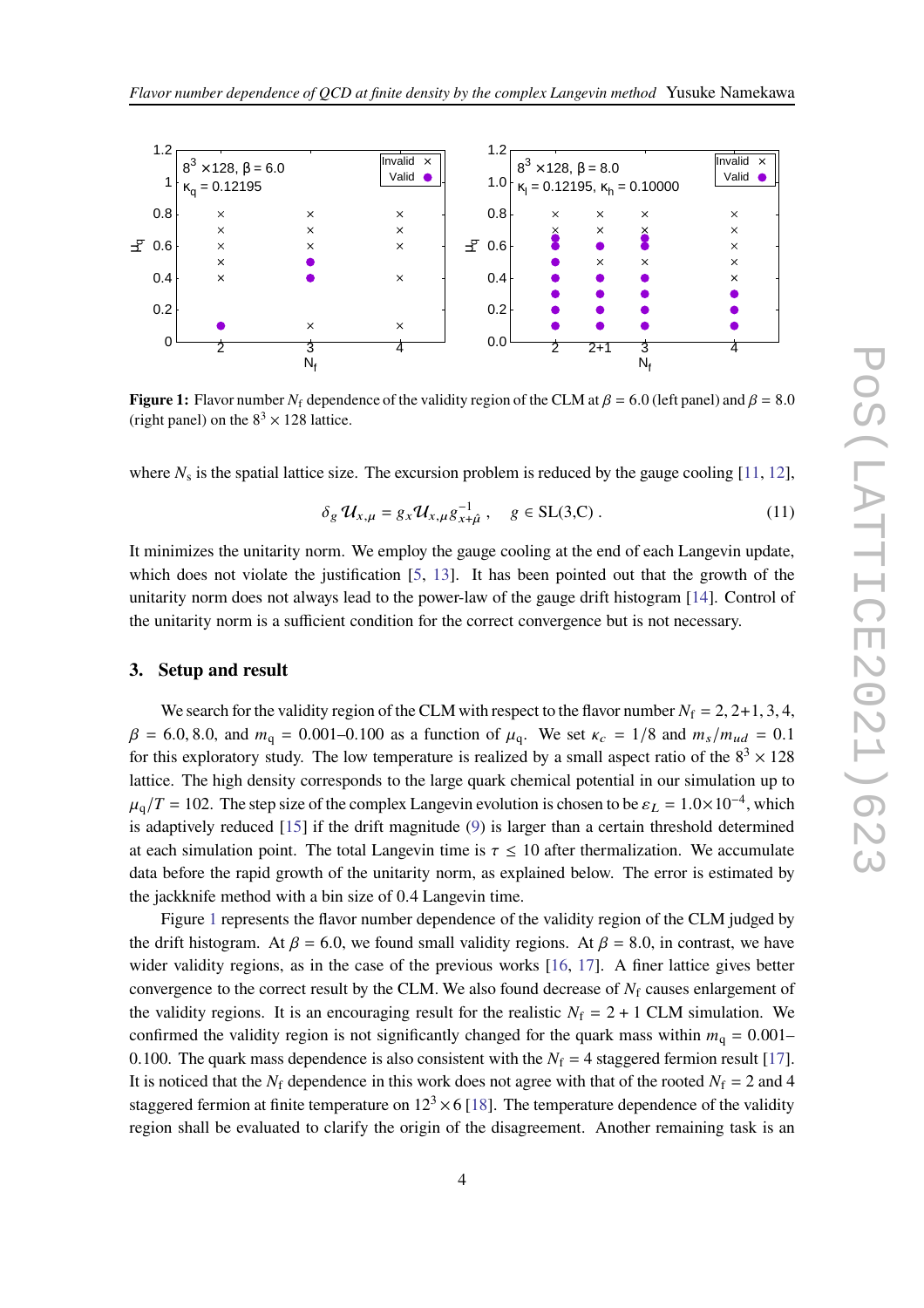**Figure 1:** Flavor number $N_f$ dependence of the validity region of the CLM at $\beta = 6.0$ (left panel) and $\beta = 8.0$ (right panel) on the $8^3 \times 128$ lattice.

where $N_s$ is the spatial lattice size. The excursion problem is reduced by the gauge cooling [11, 12],

$$\delta_g \mathcal{U}_{x,\mu} = g_x \mathcal{U}_{x,\mu} g_{x+\hat{\mu}}^{-1} , \quad g \in \mathrm{SL(3,C)} . \tag{11}$$

It minimizes the unitarity norm. We employ the gauge cooling at the end of each Langevin update, which does not violate the justification [5, 13]. It has been pointed out that the growth of the unitarity norm does not always lead to the power-law of the gauge drift histogram [14]. Control of the unitarity norm is a sufficient condition for the correct convergence but is not necessary.

## 3. Setup and result

We search for the validity region of the CLM with respect to the flavor number $N_f = 2, 2{+}1, 3, 4$, $\beta = 6.0, 8.0$, and $m_q = 0.001$–$0.100$ as a function of $\mu_q$. We set $\kappa_c = 1/8$ and $m_s/m_{ud} = 0.1$ for this exploratory study. The low temperature is realized by a small aspect ratio of the $8^3 \times 128$ lattice. The high density corresponds to the large quark chemical potential in our simulation up to $\mu_q/T = 102$. The step size of the complex Langevin evolution is chosen to be $\varepsilon_L = 1.0{\times}10^{-4}$, which is adaptively reduced [15] if the drift magnitude (9) is larger than a certain threshold determined at each simulation point. The total Langevin time is $\tau \leq 10$ after thermalization. We accumulate data before the rapid growth of the unitarity norm, as explained below. The error is estimated by the jackknife method with a bin size of 0.4 Langevin time.

Figure 1 represents the flavor number dependence of the validity region of the CLM judged by the drift histogram. At $\beta = 6.0$, we found small validity regions. At $\beta = 8.0$, in contrast, we have wider validity regions, as in the case of the previous works [16, 17]. A finer lattice gives better convergence to the correct result by the CLM. We also found decrease of $N_f$ causes enlargement of the validity regions. It is an encouraging result for the realistic $N_f = 2 + 1$ CLM simulation. We confirmed the validity region is not significantly changed for the quark mass within $m_q = 0.001$–$0.100$. The quark mass dependence is also consistent with the $N_f = 4$ staggered fermion result [17]. It is noticed that the $N_f$ dependence in this work does not agree with that of the rooted $N_f = 2$ and 4 staggered fermion at finite temperature on $12^3 \times 6$ [18]. The temperature dependence of the validity region shall be evaluated to clarify the origin of the disagreement. Another remaining task is an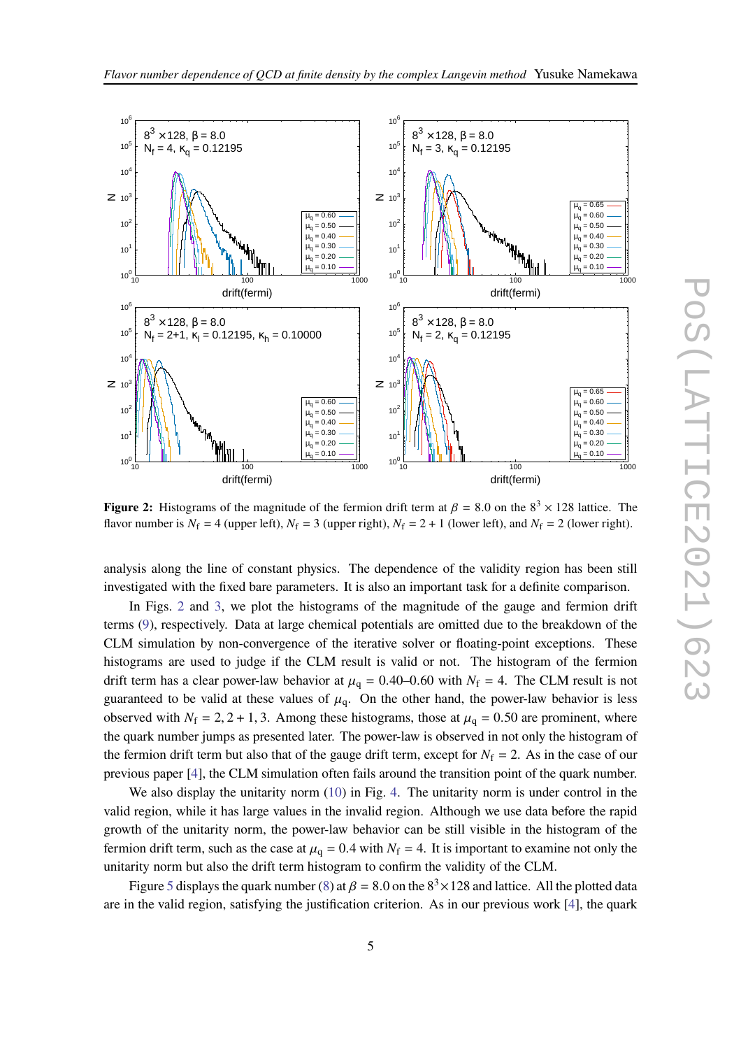**Figure 2:** Histograms of the magnitude of the fermion drift term at $\beta = 8.0$ on the $8^3 \times 128$ lattice. The flavor number is $N_f = 4$ (upper left), $N_f = 3$ (upper right), $N_f = 2 + 1$ (lower left), and $N_f = 2$ (lower right).

analysis along the line of constant physics. The dependence of the validity region has been still investigated with the fixed bare parameters. It is also an important task for a definite comparison.

In Figs. 2 and 3, we plot the histograms of the magnitude of the gauge and fermion drift terms (9), respectively. Data at large chemical potentials are omitted due to the breakdown of the CLM simulation by non-convergence of the iterative solver or floating-point exceptions. These histograms are used to judge if the CLM result is valid or not. The histogram of the fermion drift term has a clear power-law behavior at $\mu_q = 0.40$–$0.60$ with $N_f = 4$. The CLM result is not guaranteed to be valid at these values of $\mu_q$. On the other hand, the power-law behavior is less observed with $N_f = 2, 2+1, 3$. Among these histograms, those at $\mu_q = 0.50$ are prominent, where the quark number jumps as presented later. The power-law is observed in not only the histogram of the fermion drift term but also that of the gauge drift term, except for $N_f = 2$. As in the case of our previous paper [4], the CLM simulation often fails around the transition point of the quark number.

We also display the unitarity norm (10) in Fig. 4. The unitarity norm is under control in the valid region, while it has large values in the invalid region. Although we use data before the rapid growth of the unitarity norm, the power-law behavior can be still visible in the histogram of the fermion drift term, such as the case at $\mu_q = 0.4$ with $N_f = 4$. It is important to examine not only the unitarity norm but also the drift term histogram to confirm the validity of the CLM.

Figure 5 displays the quark number (8) at $\beta = 8.0$ on the $8^3 \times 128$ and lattice. All the plotted data are in the valid region, satisfying the justification criterion. As in our previous work [4], the quark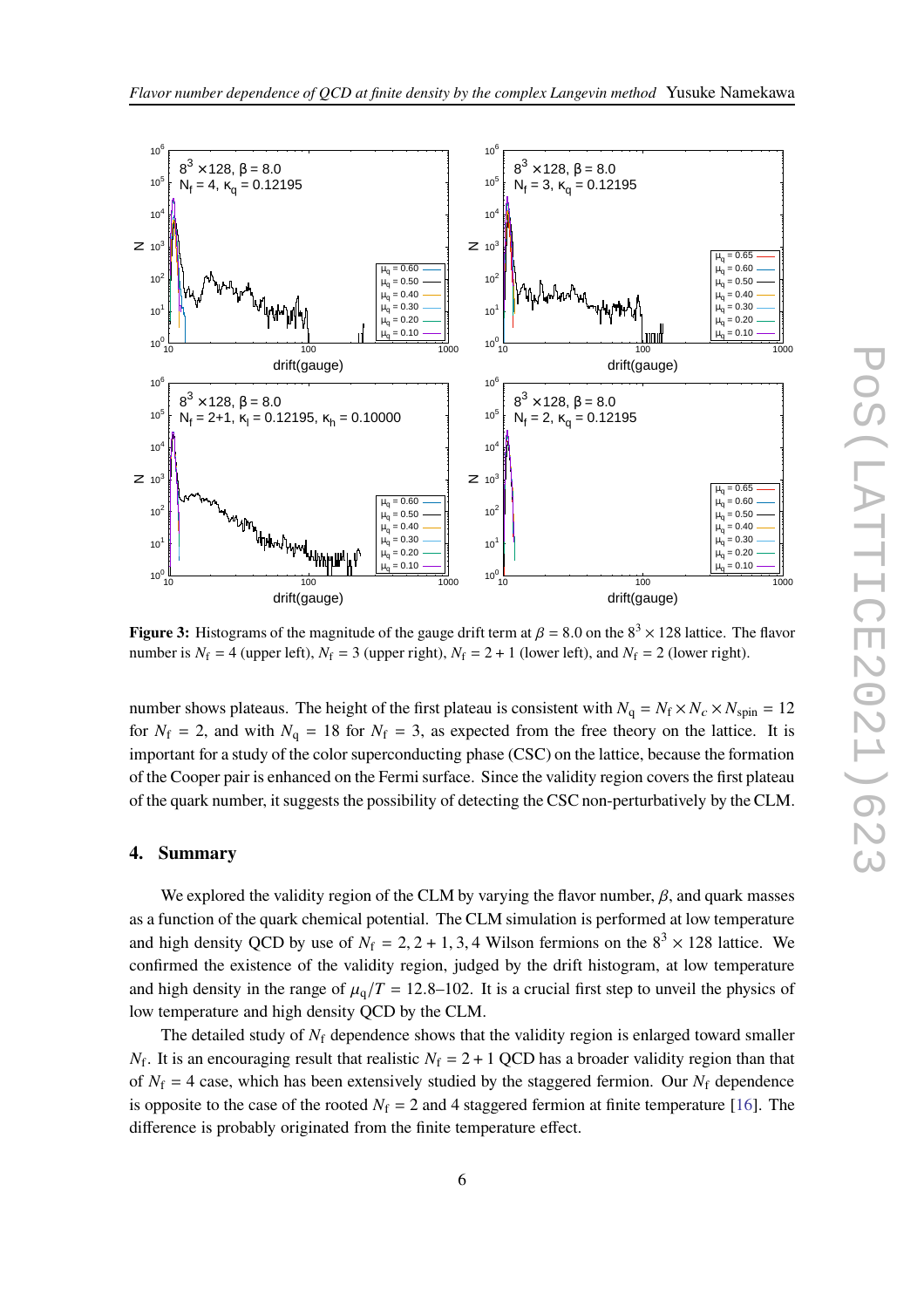**Figure 3:** Histograms of the magnitude of the gauge drift term at $\beta = 8.0$ on the $8^3 \times 128$ lattice. The flavor number is $N_\mathrm{f} = 4$ (upper left), $N_\mathrm{f} = 3$ (upper right), $N_\mathrm{f} = 2 + 1$ (lower left), and $N_\mathrm{f} = 2$ (lower right).

number shows plateaus. The height of the first plateau is consistent with $N_\mathrm{q} = N_\mathrm{f} \times N_c \times N_\mathrm{spin} = 12$ for $N_\mathrm{f} = 2$, and with $N_\mathrm{q} = 18$ for $N_\mathrm{f} = 3$, as expected from the free theory on the lattice. It is important for a study of the color superconducting phase (CSC) on the lattice, because the formation of the Cooper pair is enhanced on the Fermi surface. Since the validity region covers the first plateau of the quark number, it suggests the possibility of detecting the CSC non-perturbatively by the CLM.

## 4. Summary

We explored the validity region of the CLM by varying the flavor number, $\beta$, and quark masses as a function of the quark chemical potential. The CLM simulation is performed at low temperature and high density QCD by use of $N_\mathrm{f} = 2, 2 + 1, 3, 4$ Wilson fermions on the $8^3 \times 128$ lattice. We confirmed the existence of the validity region, judged by the drift histogram, at low temperature and high density in the range of $\mu_\mathrm{q}/T = 12.8$–$102$. It is a crucial first step to unveil the physics of low temperature and high density QCD by the CLM.

The detailed study of $N_\mathrm{f}$ dependence shows that the validity region is enlarged toward smaller $N_\mathrm{f}$. It is an encouraging result that realistic $N_\mathrm{f} = 2 + 1$ QCD has a broader validity region than that of $N_\mathrm{f} = 4$ case, which has been extensively studied by the staggered fermion. Our $N_\mathrm{f}$ dependence is opposite to the case of the rooted $N_\mathrm{f} = 2$ and 4 staggered fermion at finite temperature [16]. The difference is probably originated from the finite temperature effect.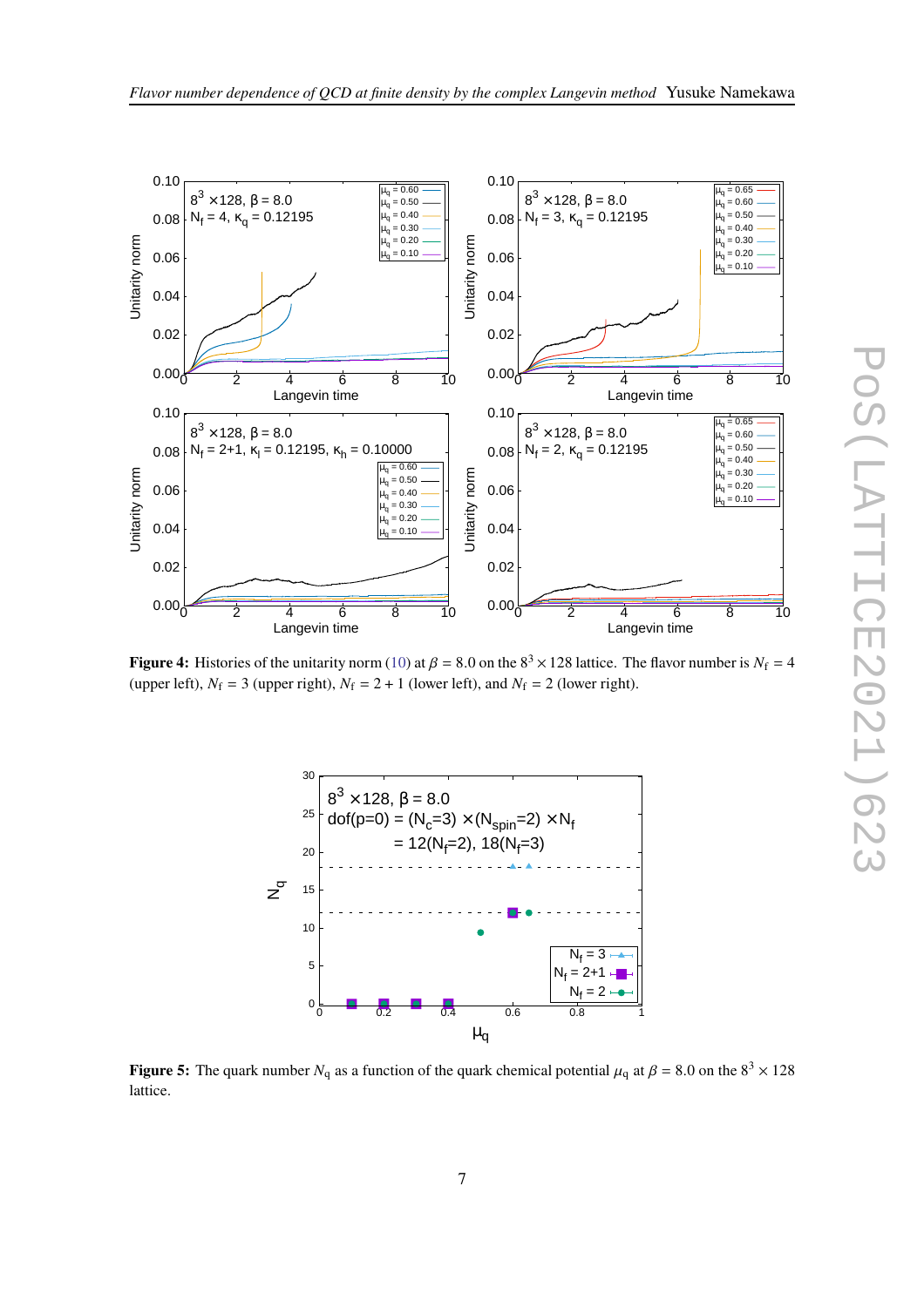**Figure 4:** Histories of the unitarity norm (10) at $\beta = 8.0$ on the $8^3 \times 128$ lattice. The flavor number is $N_f = 4$ (upper left), $N_f = 3$ (upper right), $N_f = 2 + 1$ (lower left), and $N_f = 2$ (lower right).

**Figure 5:** The quark number $N_q$ as a function of the quark chemical potential $\mu_q$ at $\beta = 8.0$ on the $8^3 \times 128$ lattice.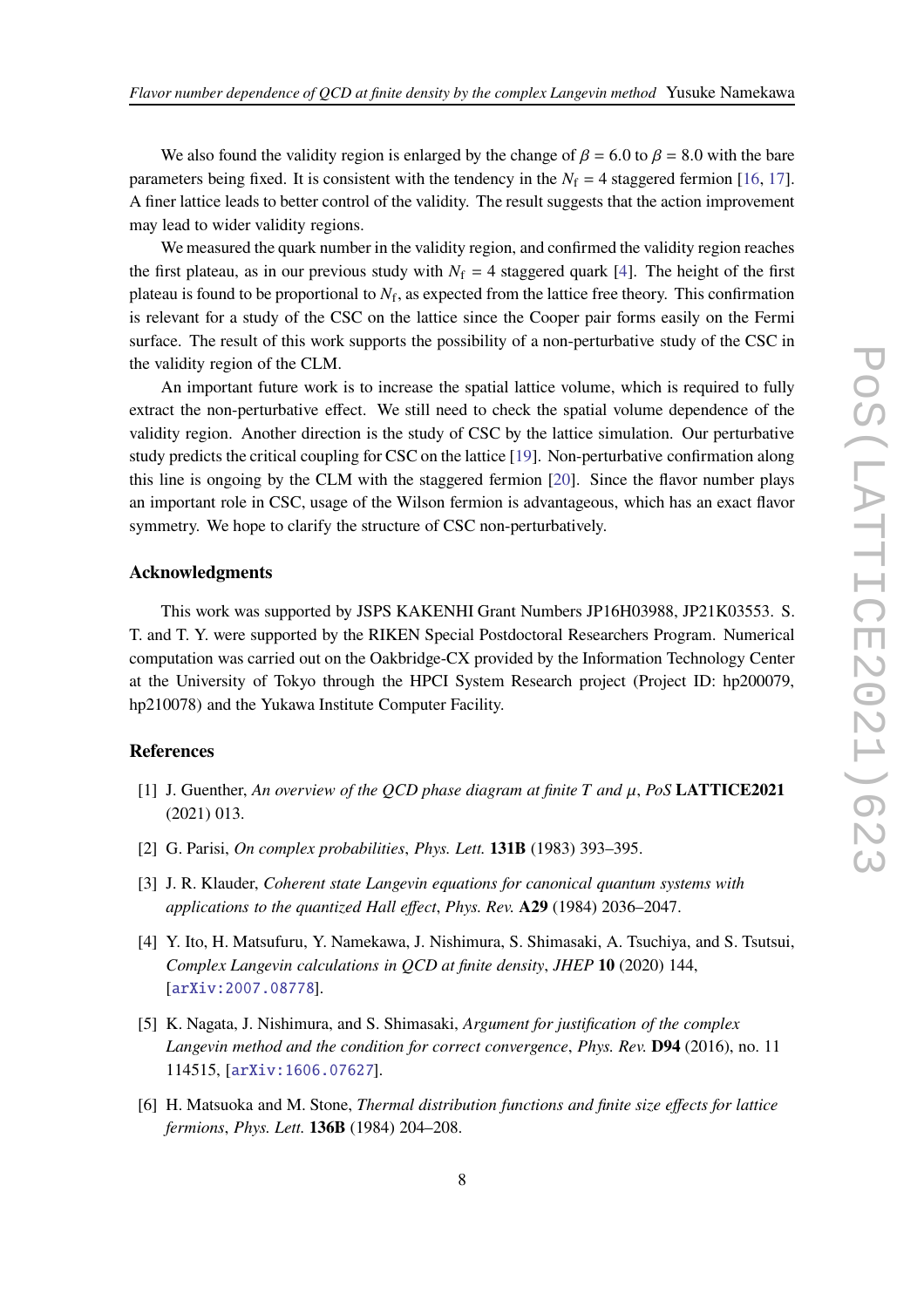We also found the validity region is enlarged by the change of $\beta = 6.0$ to $\beta = 8.0$ with the bare parameters being fixed. It is consistent with the tendency in the $N_{\rm f} = 4$ staggered fermion [16, 17]. A finer lattice leads to better control of the validity. The result suggests that the action improvement may lead to wider validity regions.

We measured the quark number in the validity region, and confirmed the validity region reaches the first plateau, as in our previous study with $N_{\rm f} = 4$ staggered quark [4]. The height of the first plateau is found to be proportional to $N_{\rm f}$, as expected from the lattice free theory. This confirmation is relevant for a study of the CSC on the lattice since the Cooper pair forms easily on the Fermi surface. The result of this work supports the possibility of a non-perturbative study of the CSC in the validity region of the CLM.

An important future work is to increase the spatial lattice volume, which is required to fully extract the non-perturbative effect. We still need to check the spatial volume dependence of the validity region. Another direction is the study of CSC by the lattice simulation. Our perturbative study predicts the critical coupling for CSC on the lattice [19]. Non-perturbative confirmation along this line is ongoing by the CLM with the staggered fermion [20]. Since the flavor number plays an important role in CSC, usage of the Wilson fermion is advantageous, which has an exact flavor symmetry. We hope to clarify the structure of CSC non-perturbatively.

## Acknowledgments

This work was supported by JSPS KAKENHI Grant Numbers JP16H03988, JP21K03553. S. T. and T. Y. were supported by the RIKEN Special Postdoctoral Researchers Program. Numerical computation was carried out on the Oakbridge-CX provided by the Information Technology Center at the University of Tokyo through the HPCI System Research project (Project ID: hp200079, hp210078) and the Yukawa Institute Computer Facility.

## References

[1] J. Guenther, *An overview of the QCD phase diagram at finite T and $\mu$*, *PoS* **LATTICE2021** (2021) 013.

[2] G. Parisi, *On complex probabilities*, *Phys. Lett.* **131B** (1983) 393–395.

[3] J. R. Klauder, *Coherent state Langevin equations for canonical quantum systems with applications to the quantized Hall effect*, *Phys. Rev.* **A29** (1984) 2036–2047.

[4] Y. Ito, H. Matsufuru, Y. Namekawa, J. Nishimura, S. Shimasaki, A. Tsuchiya, and S. Tsutsui, *Complex Langevin calculations in QCD at finite density*, *JHEP* **10** (2020) 144, [arXiv:2007.08778].

[5] K. Nagata, J. Nishimura, and S. Shimasaki, *Argument for justification of the complex Langevin method and the condition for correct convergence*, *Phys. Rev.* **D94** (2016), no. 11 114515, [arXiv:1606.07627].

[6] H. Matsuoka and M. Stone, *Thermal distribution functions and finite size effects for lattice fermions*, *Phys. Lett.* **136B** (1984) 204–208.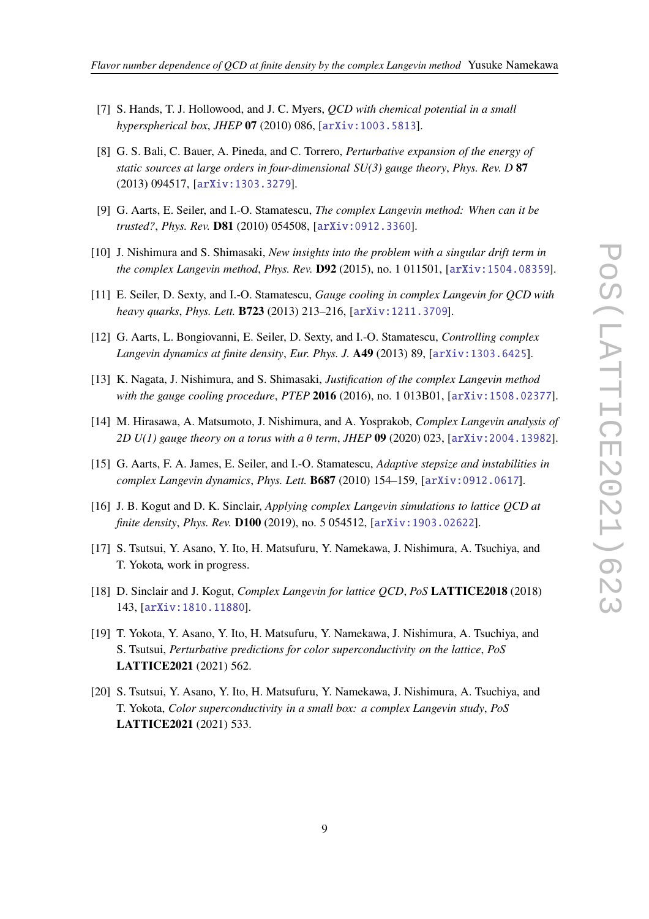[7] S. Hands, T. J. Hollowood, and J. C. Myers, *QCD with chemical potential in a small hyperspherical box*, *JHEP* **07** (2010) 086, [arXiv:1003.5813].

[8] G. S. Bali, C. Bauer, A. Pineda, and C. Torrero, *Perturbative expansion of the energy of static sources at large orders in four-dimensional SU(3) gauge theory*, *Phys. Rev. D* **87** (2013) 094517, [arXiv:1303.3279].

[9] G. Aarts, E. Seiler, and I.-O. Stamatescu, *The complex Langevin method: When can it be trusted?*, *Phys. Rev.* **D81** (2010) 054508, [arXiv:0912.3360].

[10] J. Nishimura and S. Shimasaki, *New insights into the problem with a singular drift term in the complex Langevin method*, *Phys. Rev.* **D92** (2015), no. 1 011501, [arXiv:1504.08359].

[11] E. Seiler, D. Sexty, and I.-O. Stamatescu, *Gauge cooling in complex Langevin for QCD with heavy quarks*, *Phys. Lett.* **B723** (2013) 213–216, [arXiv:1211.3709].

[12] G. Aarts, L. Bongiovanni, E. Seiler, D. Sexty, and I.-O. Stamatescu, *Controlling complex Langevin dynamics at finite density*, *Eur. Phys. J.* **A49** (2013) 89, [arXiv:1303.6425].

[13] K. Nagata, J. Nishimura, and S. Shimasaki, *Justification of the complex Langevin method with the gauge cooling procedure*, *PTEP* **2016** (2016), no. 1 013B01, [arXiv:1508.02377].

[14] M. Hirasawa, A. Matsumoto, J. Nishimura, and A. Yosprakob, *Complex Langevin analysis of 2D U(1) gauge theory on a torus with a $\theta$ term*, *JHEP* **09** (2020) 023, [arXiv:2004.13982].

[15] G. Aarts, F. A. James, E. Seiler, and I.-O. Stamatescu, *Adaptive stepsize and instabilities in complex Langevin dynamics*, *Phys. Lett.* **B687** (2010) 154–159, [arXiv:0912.0617].

[16] J. B. Kogut and D. K. Sinclair, *Applying complex Langevin simulations to lattice QCD at finite density*, *Phys. Rev.* **D100** (2019), no. 5 054512, [arXiv:1903.02622].

[17] S. Tsutsui, Y. Asano, Y. Ito, H. Matsufuru, Y. Namekawa, J. Nishimura, A. Tsuchiya, and T. Yokota, work in progress.

[18] D. Sinclair and J. Kogut, *Complex Langevin for lattice QCD*, *PoS* **LATTICE2018** (2018) 143, [arXiv:1810.11880].

[19] T. Yokota, Y. Asano, Y. Ito, H. Matsufuru, Y. Namekawa, J. Nishimura, A. Tsuchiya, and S. Tsutsui, *Perturbative predictions for color superconductivity on the lattice*, *PoS* **LATTICE2021** (2021) 562.

[20] S. Tsutsui, Y. Asano, Y. Ito, H. Matsufuru, Y. Namekawa, J. Nishimura, A. Tsuchiya, and T. Yokota, *Color superconductivity in a small box: a complex Langevin study*, *PoS* **LATTICE2021** (2021) 533.